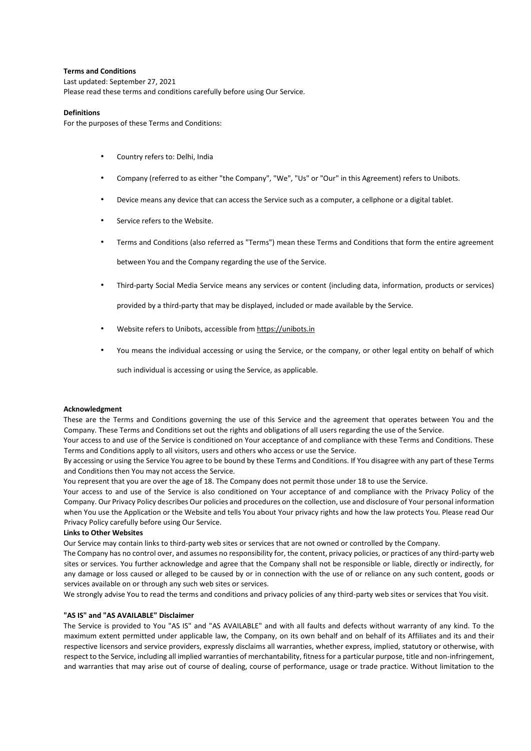**Terms and Conditions**

Last updated: September 27, 2021

Please read these terms and conditions carefully before using Our Service.

**Definitions**

For the purposes of these Terms and Conditions:

- Country refers to: Delhi, India
- Company (referred to as either "the Company", "We", "Us" or "Our" in this Agreement) refers to Unibots.
- Device means any device that can access the Service such as a computer, a cellphone or a digital tablet.
- Service refers to the Website.
- Terms and Conditions (also referred as "Terms") mean these Terms and Conditions that form the entire agreement between You and the Company regarding the use of the Service.
- Third-party Social Media Service means any services or content (including data, information, products or services) provided by a third-party that may be displayed, included or made available by the Service.
- Website refers to Unibots, accessible from https://unibots.in
- You means the individual accessing or using the Service, or the company, or other legal entity on behalf of which such individual is accessing or using the Service, as applicable.

**Acknowledgment**

These are the Terms and Conditions governing the use of this Service and the agreement that operates between You and the Company. These Terms and Conditions set out the rights and obligations of all users regarding the use of the Service.

Your access to and use of the Service is conditioned on Your acceptance of and compliance with these Terms and Conditions. These Terms and Conditions apply to all visitors, users and others who access or use the Service.

By accessing or using the Service You agree to be bound by these Terms and Conditions. If You disagree with any part of these Terms and Conditions then You may not access the Service.

You represent that you are over the age of 18. The Company does not permit those under 18 to use the Service.

Your access to and use of the Service is also conditioned on Your acceptance of and compliance with the Privacy Policy of the Company. Our Privacy Policy describes Our policies and procedures on the collection, use and disclosure of Your personal information when You use the Application or the Website and tells You about Your privacy rights and how the law protects You. Please read Our Privacy Policy carefully before using Our Service.

**Links to Other Websites**

Our Service may contain links to third-party web sites or services that are not owned or controlled by the Company.

The Company has no control over, and assumes no responsibility for, the content, privacy policies, or practices of any third-party web sites or services. You further acknowledge and agree that the Company shall not be responsible or liable, directly or indirectly, for any damage or loss caused or alleged to be caused by or in connection with the use of or reliance on any such content, goods or services available on or through any such web sites or services.

We strongly advise You to read the terms and conditions and privacy policies of any third-party web sites or services that You visit.

**"AS IS" and "AS AVAILABLE" Disclaimer**

The Service is provided to You "AS IS" and "AS AVAILABLE" and with all faults and defects without warranty of any kind. To the maximum extent permitted under applicable law, the Company, on its own behalf and on behalf of its Affiliates and its and their respective licensors and service providers, expressly disclaims all warranties, whether express, implied, statutory or otherwise, with respect to the Service, including all implied warranties of merchantability, fitness for a particular purpose, title and non-infringement, and warranties that may arise out of course of dealing, course of performance, usage or trade practice. Without limitation to the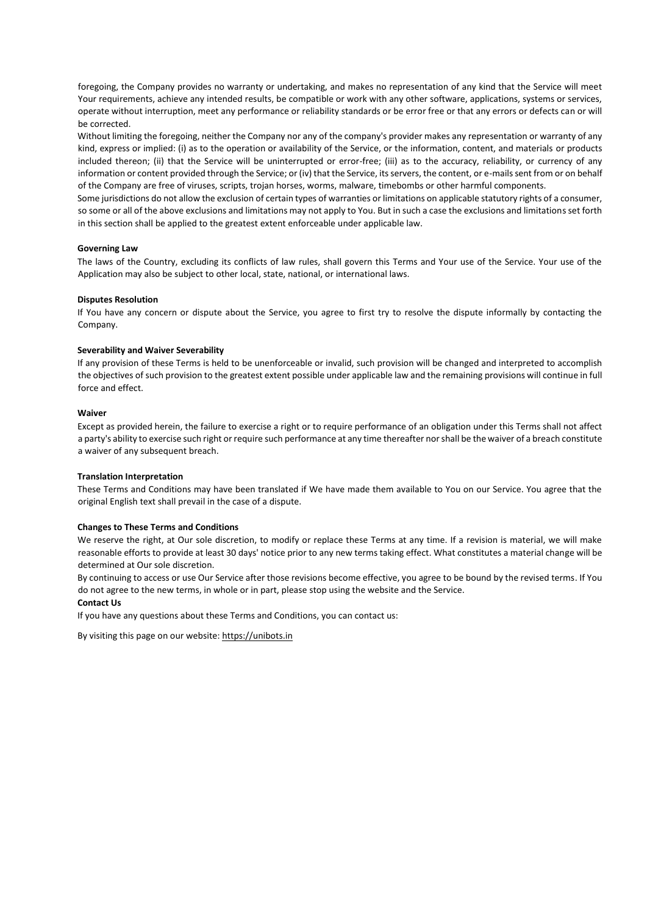foregoing, the Company provides no warranty or undertaking, and makes no representation of any kind that the Service will meet Your requirements, achieve any intended results, be compatible or work with any other software, applications, systems or services, operate without interruption, meet any performance or reliability standards or be error free or that any errors or defects can or will be corrected.

Without limiting the foregoing, neither the Company nor any of the company's provider makes any representation or warranty of any kind, express or implied: (i) as to the operation or availability of the Service, or the information, content, and materials or products included thereon; (ii) that the Service will be uninterrupted or error-free; (iii) as to the accuracy, reliability, or currency of any information or content provided through the Service; or (iv) that the Service, its servers, the content, or e-mails sent from or on behalf of the Company are free of viruses, scripts, trojan horses, worms, malware, timebombs or other harmful components.

Some jurisdictions do not allow the exclusion of certain types of warranties or limitations on applicable statutory rights of a consumer, so some or all of the above exclusions and limitations may not apply to You. But in such a case the exclusions and limitations set forth in this section shall be applied to the greatest extent enforceable under applicable law.

**Governing Law**

The laws of the Country, excluding its conflicts of law rules, shall govern this Terms and Your use of the Service. Your use of the Application may also be subject to other local, state, national, or international laws.

**Disputes Resolution**

If You have any concern or dispute about the Service, you agree to first try to resolve the dispute informally by contacting the Company.

**Severability and Waiver Severability**

If any provision of these Terms is held to be unenforceable or invalid, such provision will be changed and interpreted to accomplish the objectives of such provision to the greatest extent possible under applicable law and the remaining provisions will continue in full force and effect.

**Waiver**

Except as provided herein, the failure to exercise a right or to require performance of an obligation under this Terms shall not affect a party's ability to exercise such right or require such performance at any time thereafter nor shall be the waiver of a breach constitute a waiver of any subsequent breach.

**Translation Interpretation**

These Terms and Conditions may have been translated if We have made them available to You on our Service. You agree that the original English text shall prevail in the case of a dispute.

**Changes to These Terms and Conditions**

We reserve the right, at Our sole discretion, to modify or replace these Terms at any time. If a revision is material, we will make reasonable efforts to provide at least 30 days' notice prior to any new terms taking effect. What constitutes a material change will be determined at Our sole discretion.

By continuing to access or use Our Service after those revisions become effective, you agree to be bound by the revised terms. If You do not agree to the new terms, in whole or in part, please stop using the website and the Service.

**Contact Us**

If you have any questions about these Terms and Conditions, you can contact us:

By visiting this page on our website: https://unibots.in